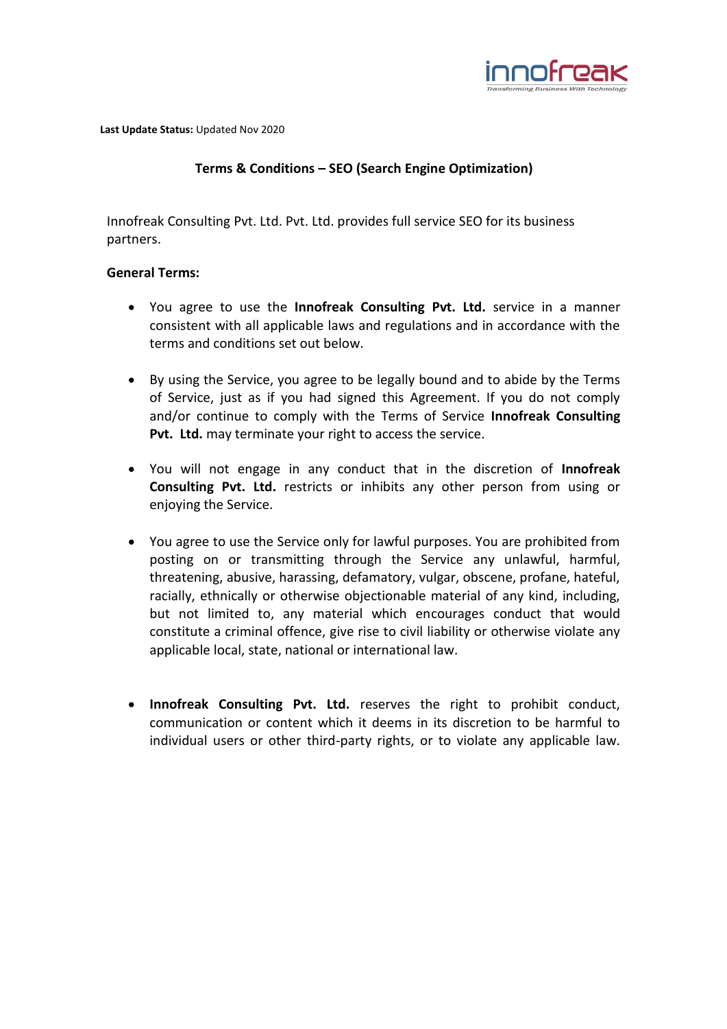**Last Update Status:** Updated Nov 2020

## Terms & Conditions – SEO (Search Engine Optimization)

Innofreak Consulting Pvt. Ltd. Pvt. Ltd. provides full service SEO for its business partners.

**General Terms:**

- You agree to use the **Innofreak Consulting Pvt. Ltd.** service in a manner consistent with all applicable laws and regulations and in accordance with the terms and conditions set out below.

- By using the Service, you agree to be legally bound and to abide by the Terms of Service, just as if you had signed this Agreement. If you do not comply and/or continue to comply with the Terms of Service **Innofreak Consulting Pvt. Ltd.** may terminate your right to access the service.

- You will not engage in any conduct that in the discretion of **Innofreak Consulting Pvt. Ltd.** restricts or inhibits any other person from using or enjoying the Service.

- You agree to use the Service only for lawful purposes. You are prohibited from posting on or transmitting through the Service any unlawful, harmful, threatening, abusive, harassing, defamatory, vulgar, obscene, profane, hateful, racially, ethnically or otherwise objectionable material of any kind, including, but not limited to, any material which encourages conduct that would constitute a criminal offence, give rise to civil liability or otherwise violate any applicable local, state, national or international law.

- **Innofreak Consulting Pvt. Ltd.** reserves the right to prohibit conduct, communication or content which it deems in its discretion to be harmful to individual users or other third-party rights, or to violate any applicable law.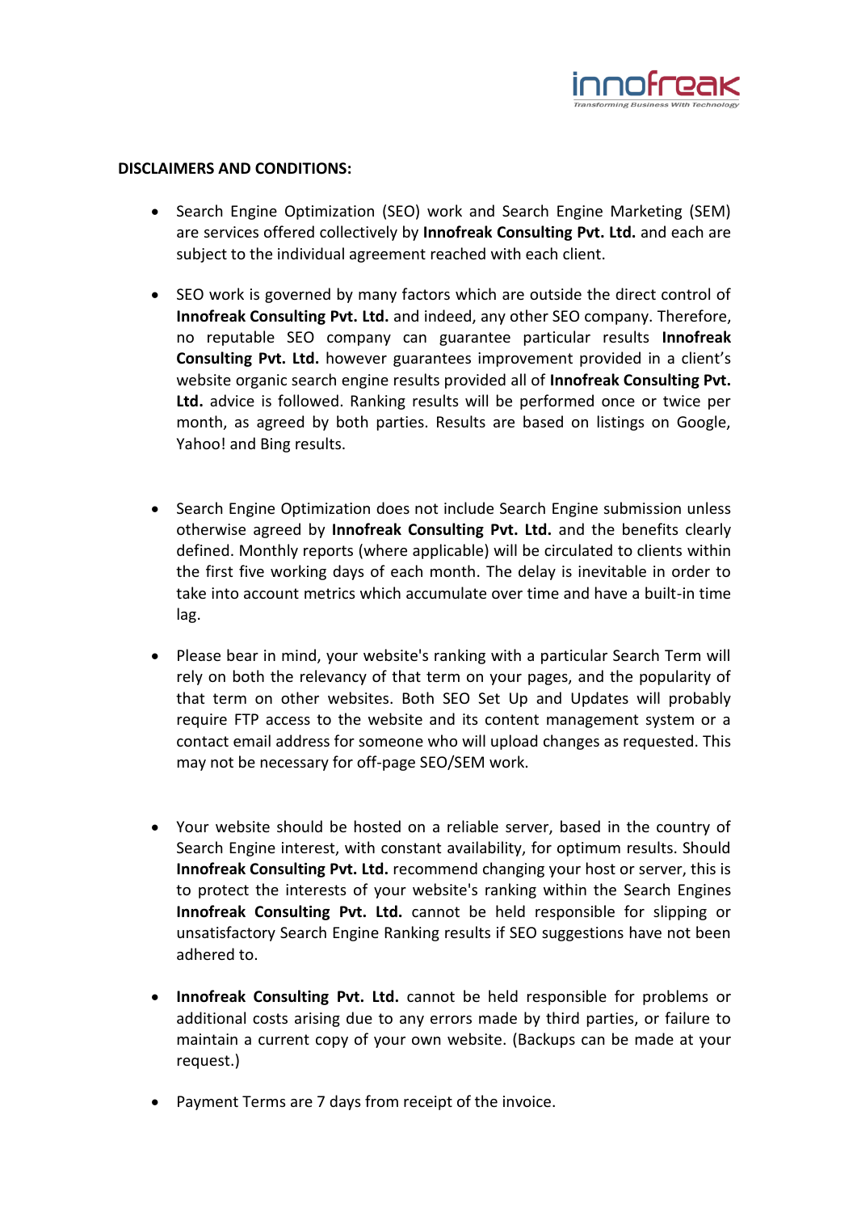**DISCLAIMERS AND CONDITIONS:**

- Search Engine Optimization (SEO) work and Search Engine Marketing (SEM) are services offered collectively by **Innofreak Consulting Pvt. Ltd.** and each are subject to the individual agreement reached with each client.

- SEO work is governed by many factors which are outside the direct control of **Innofreak Consulting Pvt. Ltd.** and indeed, any other SEO company. Therefore, no reputable SEO company can guarantee particular results **Innofreak Consulting Pvt. Ltd.** however guarantees improvement provided in a client's website organic search engine results provided all of **Innofreak Consulting Pvt. Ltd.** advice is followed. Ranking results will be performed once or twice per month, as agreed by both parties. Results are based on listings on Google, Yahoo! and Bing results.

- Search Engine Optimization does not include Search Engine submission unless otherwise agreed by **Innofreak Consulting Pvt. Ltd.** and the benefits clearly defined. Monthly reports (where applicable) will be circulated to clients within the first five working days of each month. The delay is inevitable in order to take into account metrics which accumulate over time and have a built-in time lag.

- Please bear in mind, your website's ranking with a particular Search Term will rely on both the relevancy of that term on your pages, and the popularity of that term on other websites. Both SEO Set Up and Updates will probably require FTP access to the website and its content management system or a contact email address for someone who will upload changes as requested. This may not be necessary for off-page SEO/SEM work.

- Your website should be hosted on a reliable server, based in the country of Search Engine interest, with constant availability, for optimum results. Should **Innofreak Consulting Pvt. Ltd.** recommend changing your host or server, this is to protect the interests of your website's ranking within the Search Engines **Innofreak Consulting Pvt. Ltd.** cannot be held responsible for slipping or unsatisfactory Search Engine Ranking results if SEO suggestions have not been adhered to.

- **Innofreak Consulting Pvt. Ltd.** cannot be held responsible for problems or additional costs arising due to any errors made by third parties, or failure to maintain a current copy of your own website. (Backups can be made at your request.)

- Payment Terms are 7 days from receipt of the invoice.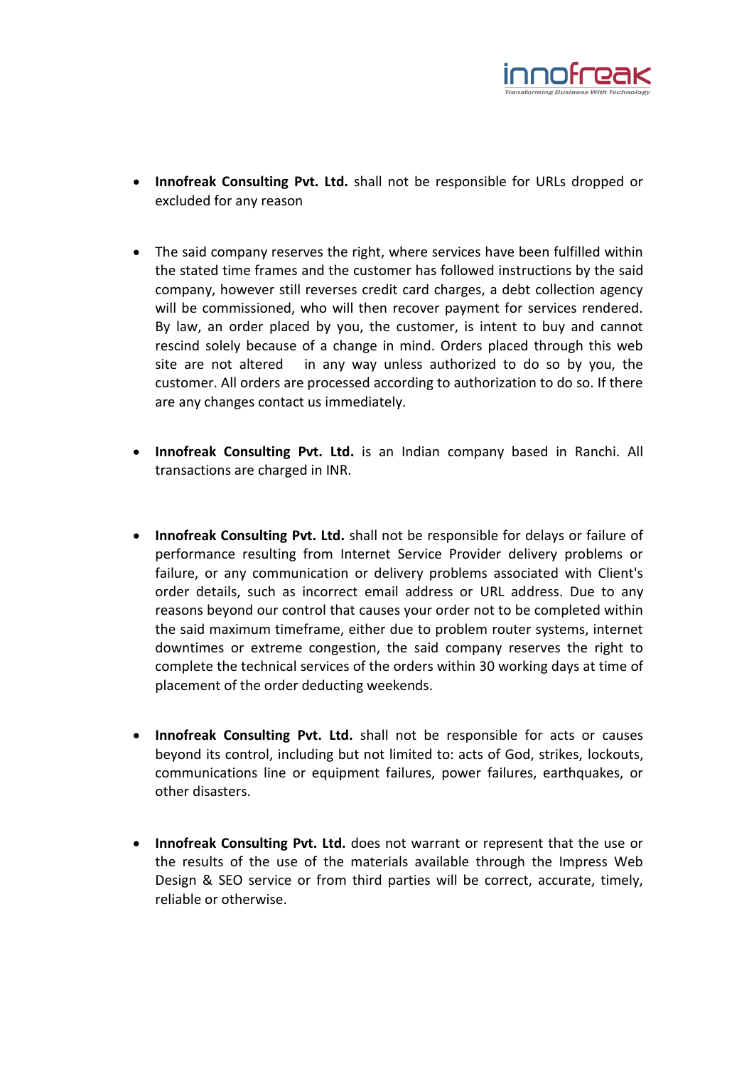- **Innofreak Consulting Pvt. Ltd.** shall not be responsible for URLs dropped or excluded for any reason

- The said company reserves the right, where services have been fulfilled within the stated time frames and the customer has followed instructions by the said company, however still reverses credit card charges, a debt collection agency will be commissioned, who will then recover payment for services rendered. By law, an order placed by you, the customer, is intent to buy and cannot rescind solely because of a change in mind. Orders placed through this web site are not altered in any way unless authorized to do so by you, the customer. All orders are processed according to authorization to do so. If there are any changes contact us immediately.

- **Innofreak Consulting Pvt. Ltd.** is an Indian company based in Ranchi. All transactions are charged in INR.

- **Innofreak Consulting Pvt. Ltd.** shall not be responsible for delays or failure of performance resulting from Internet Service Provider delivery problems or failure, or any communication or delivery problems associated with Client's order details, such as incorrect email address or URL address. Due to any reasons beyond our control that causes your order not to be completed within the said maximum timeframe, either due to problem router systems, internet downtimes or extreme congestion, the said company reserves the right to complete the technical services of the orders within 30 working days at time of placement of the order deducting weekends.

- **Innofreak Consulting Pvt. Ltd.** shall not be responsible for acts or causes beyond its control, including but not limited to: acts of God, strikes, lockouts, communications line or equipment failures, power failures, earthquakes, or other disasters.

- **Innofreak Consulting Pvt. Ltd.** does not warrant or represent that the use or the results of the use of the materials available through the Impress Web Design & SEO service or from third parties will be correct, accurate, timely, reliable or otherwise.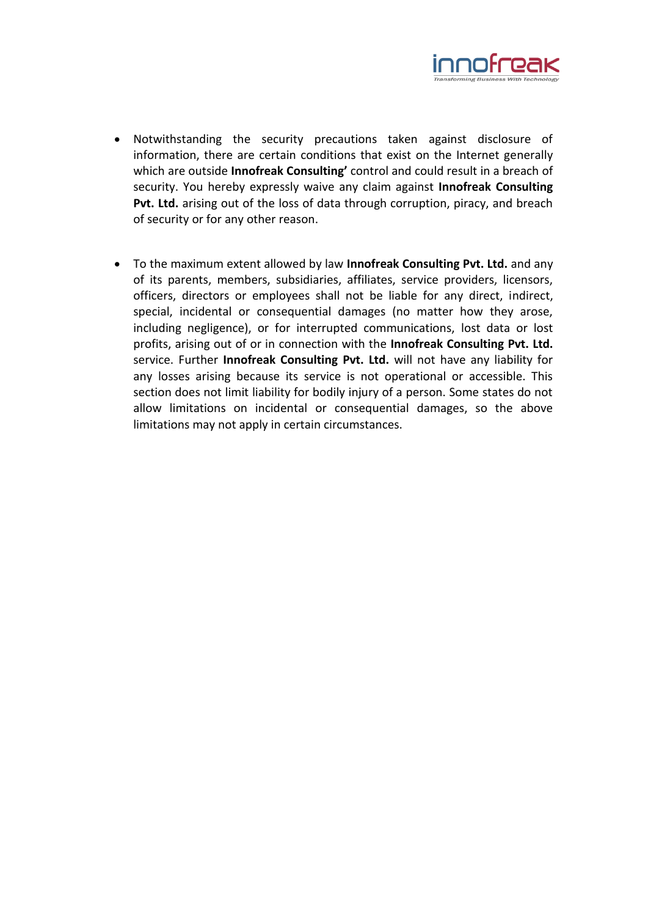- Notwithstanding the security precautions taken against disclosure of information, there are certain conditions that exist on the Internet generally which are outside **Innofreak Consulting'** control and could result in a breach of security. You hereby expressly waive any claim against **Innofreak Consulting Pvt. Ltd.** arising out of the loss of data through corruption, piracy, and breach of security or for any other reason.

- To the maximum extent allowed by law **Innofreak Consulting Pvt. Ltd.** and any of its parents, members, subsidiaries, affiliates, service providers, licensors, officers, directors or employees shall not be liable for any direct, indirect, special, incidental or consequential damages (no matter how they arose, including negligence), or for interrupted communications, lost data or lost profits, arising out of or in connection with the **Innofreak Consulting Pvt. Ltd.** service. Further **Innofreak Consulting Pvt. Ltd.** will not have any liability for any losses arising because its service is not operational or accessible. This section does not limit liability for bodily injury of a person. Some states do not allow limitations on incidental or consequential damages, so the above limitations may not apply in certain circumstances.